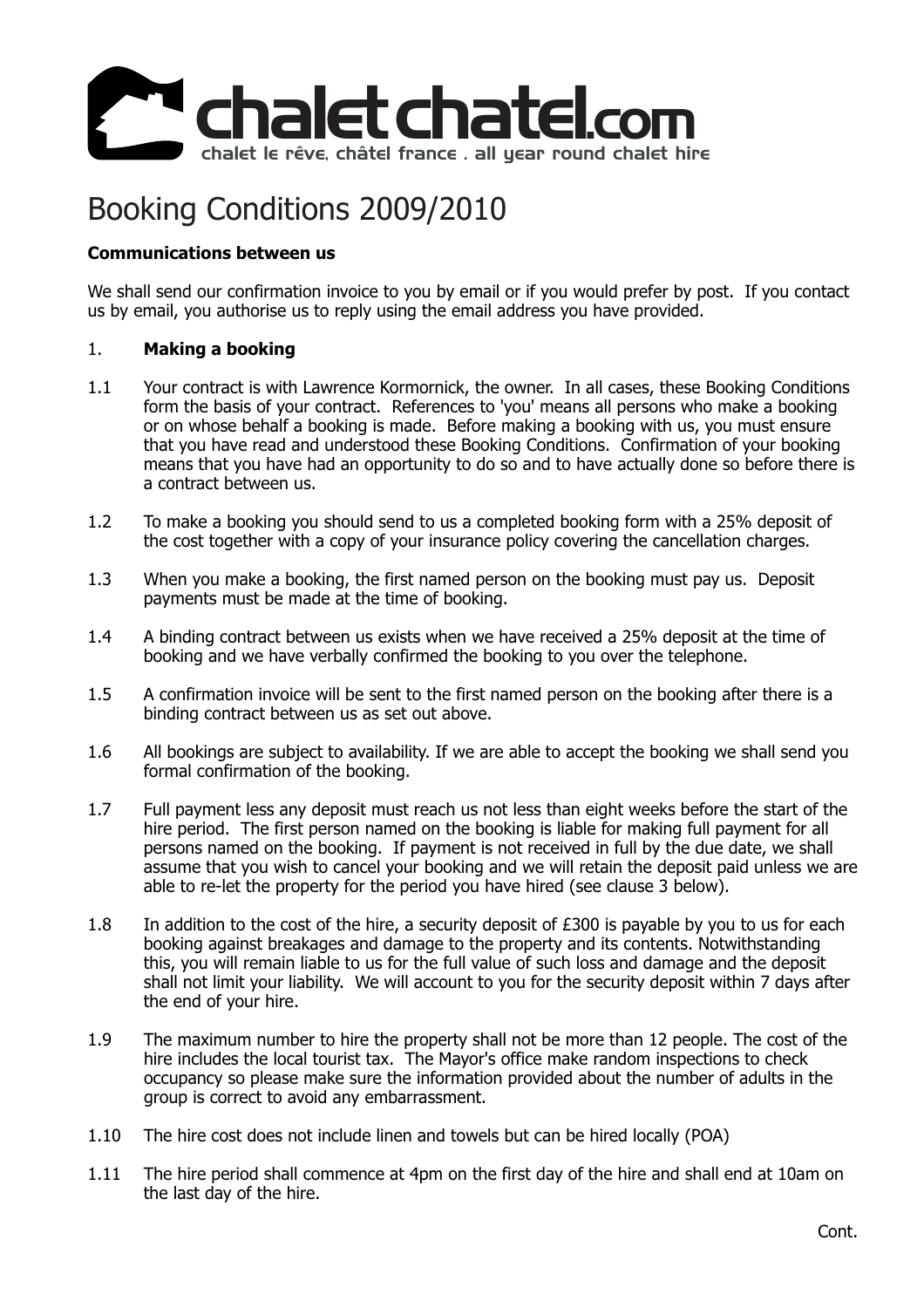chaletchatel.com

chalet le rêve, châtel france . all year round chalet hire

# Booking Conditions 2009/2010

**Communications between us**

We shall send our confirmation invoice to you by email or if you would prefer by post. If you contact us by email, you authorise us to reply using the email address you have provided.

## 1. **Making a booking**

1.1 Your contract is with Lawrence Kormornick, the owner. In all cases, these Booking Conditions form the basis of your contract. References to 'you' means all persons who make a booking or on whose behalf a booking is made. Before making a booking with us, you must ensure that you have read and understood these Booking Conditions. Confirmation of your booking means that you have had an opportunity to do so and to have actually done so before there is a contract between us.

1.2 To make a booking you should send to us a completed booking form with a 25% deposit of the cost together with a copy of your insurance policy covering the cancellation charges.

1.3 When you make a booking, the first named person on the booking must pay us. Deposit payments must be made at the time of booking.

1.4 A binding contract between us exists when we have received a 25% deposit at the time of booking and we have verbally confirmed the booking to you over the telephone.

1.5 A confirmation invoice will be sent to the first named person on the booking after there is a binding contract between us as set out above.

1.6 All bookings are subject to availability. If we are able to accept the booking we shall send you formal confirmation of the booking.

1.7 Full payment less any deposit must reach us not less than eight weeks before the start of the hire period. The first person named on the booking is liable for making full payment for all persons named on the booking. If payment is not received in full by the due date, we shall assume that you wish to cancel your booking and we will retain the deposit paid unless we are able to re-let the property for the period you have hired (see clause 3 below).

1.8 In addition to the cost of the hire, a security deposit of £300 is payable by you to us for each booking against breakages and damage to the property and its contents. Notwithstanding this, you will remain liable to us for the full value of such loss and damage and the deposit shall not limit your liability. We will account to you for the security deposit within 7 days after the end of your hire.

1.9 The maximum number to hire the property shall not be more than 12 people. The cost of the hire includes the local tourist tax. The Mayor's office make random inspections to check occupancy so please make sure the information provided about the number of adults in the group is correct to avoid any embarrassment.

1.10 The hire cost does not include linen and towels but can be hired locally (POA)

1.11 The hire period shall commence at 4pm on the first day of the hire and shall end at 10am on the last day of the hire.

Cont.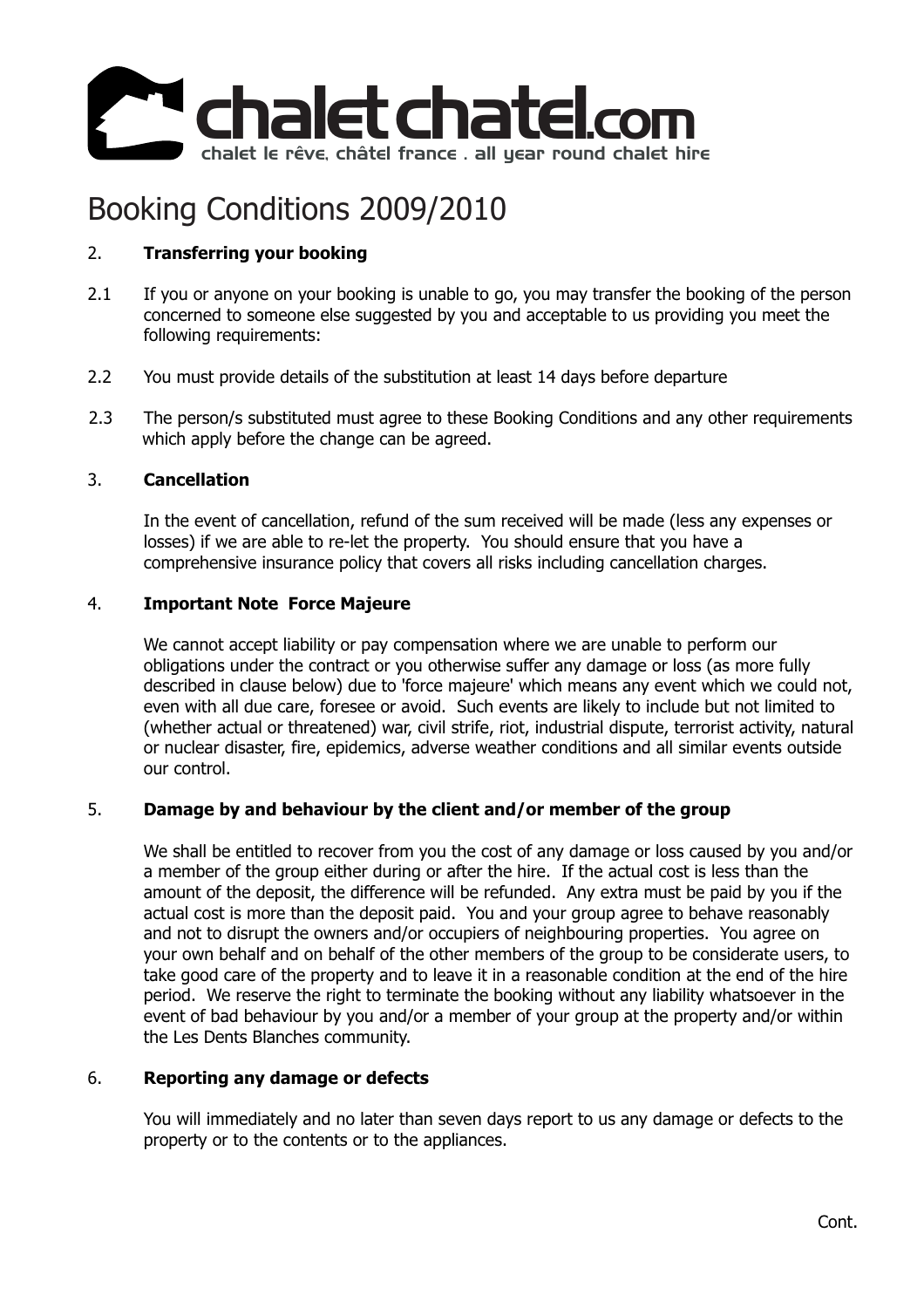# Booking Conditions 2009/2010

2. **Transferring your booking**

2.1 If you or anyone on your booking is unable to go, you may transfer the booking of the person concerned to someone else suggested by you and acceptable to us providing you meet the following requirements:

2.2 You must provide details of the substitution at least 14 days before departure

2.3 The person/s substituted must agree to these Booking Conditions and any other requirements which apply before the change can be agreed.

3. **Cancellation**

In the event of cancellation, refund of the sum received will be made (less any expenses or losses) if we are able to re-let the property. You should ensure that you have a comprehensive insurance policy that covers all risks including cancellation charges.

4. **Important Note Force Majeure**

We cannot accept liability or pay compensation where we are unable to perform our obligations under the contract or you otherwise suffer any damage or loss (as more fully described in clause below) due to 'force majeure' which means any event which we could not, even with all due care, foresee or avoid. Such events are likely to include but not limited to (whether actual or threatened) war, civil strife, riot, industrial dispute, terrorist activity, natural or nuclear disaster, fire, epidemics, adverse weather conditions and all similar events outside our control.

5. **Damage by and behaviour by the client and/or member of the group**

We shall be entitled to recover from you the cost of any damage or loss caused by you and/or a member of the group either during or after the hire. If the actual cost is less than the amount of the deposit, the difference will be refunded. Any extra must be paid by you if the actual cost is more than the deposit paid. You and your group agree to behave reasonably and not to disrupt the owners and/or occupiers of neighbouring properties. You agree on your own behalf and on behalf of the other members of the group to be considerate users, to take good care of the property and to leave it in a reasonable condition at the end of the hire period. We reserve the right to terminate the booking without any liability whatsoever in the event of bad behaviour by you and/or a member of your group at the property and/or within the Les Dents Blanches community.

6. **Reporting any damage or defects**

You will immediately and no later than seven days report to us any damage or defects to the property or to the contents or to the appliances.

Cont.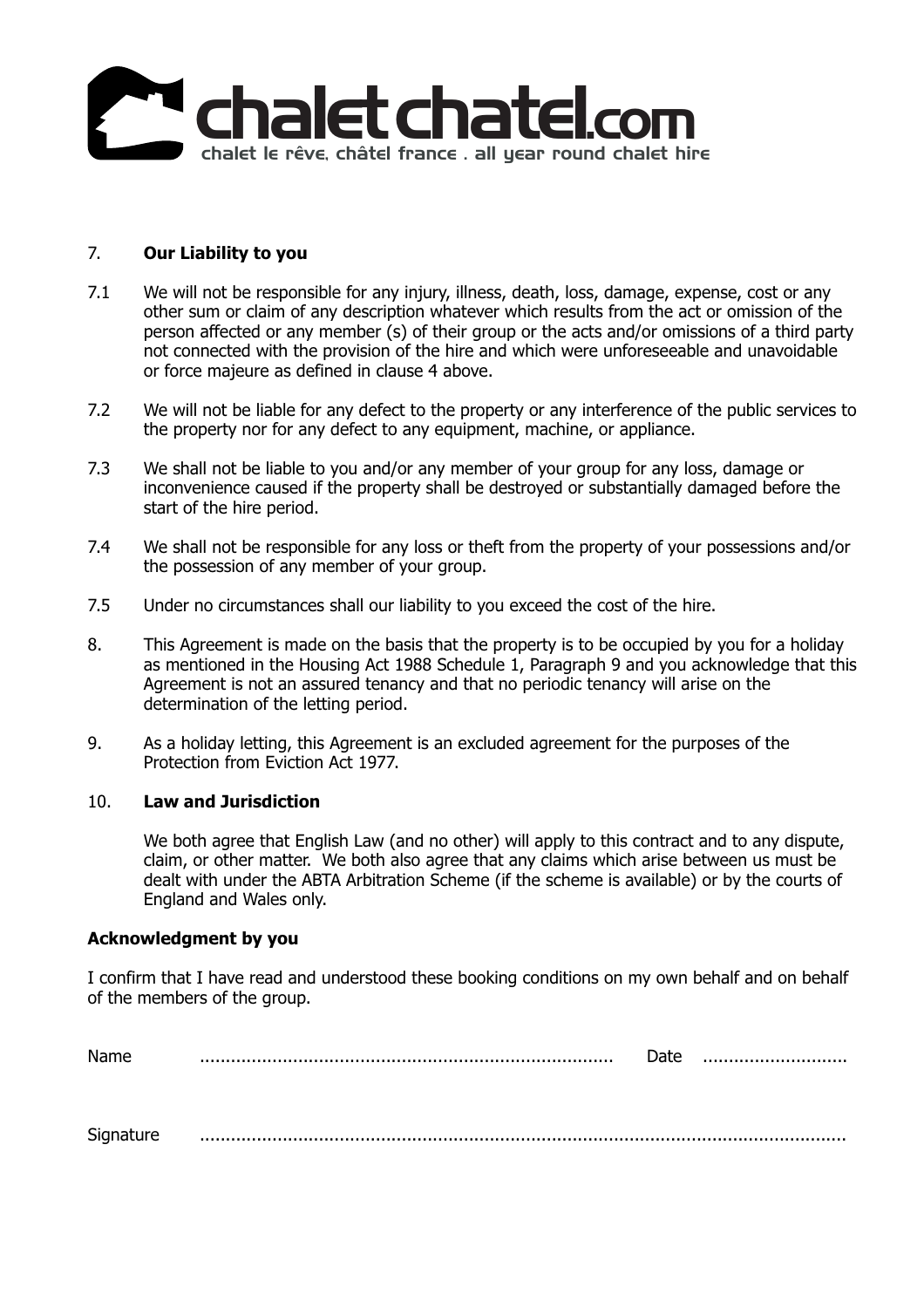chalet chatel.com
chalet le rêve, châtel france . all year round chalet hire

## 7. Our Liability to you

7.1 We will not be responsible for any injury, illness, death, loss, damage, expense, cost or any other sum or claim of any description whatever which results from the act or omission of the person affected or any member (s) of their group or the acts and/or omissions of a third party not connected with the provision of the hire and which were unforeseeable and unavoidable or force majeure as defined in clause 4 above.

7.2 We will not be liable for any defect to the property or any interference of the public services to the property nor for any defect to any equipment, machine, or appliance.

7.3 We shall not be liable to you and/or any member of your group for any loss, damage or inconvenience caused if the property shall be destroyed or substantially damaged before the start of the hire period.

7.4 We shall not be responsible for any loss or theft from the property of your possessions and/or the possession of any member of your group.

7.5 Under no circumstances shall our liability to you exceed the cost of the hire.

8. This Agreement is made on the basis that the property is to be occupied by you for a holiday as mentioned in the Housing Act 1988 Schedule 1, Paragraph 9 and you acknowledge that this Agreement is not an assured tenancy and that no periodic tenancy will arise on the determination of the letting period.

9. As a holiday letting, this Agreement is an excluded agreement for the purposes of the Protection from Eviction Act 1977.

## 10. Law and Jurisdiction

We both agree that English Law (and no other) will apply to this contract and to any dispute, claim, or other matter. We both also agree that any claims which arise between us must be dealt with under the ABTA Arbitration Scheme (if the scheme is available) or by the courts of England and Wales only.

**Acknowledgment by you**

I confirm that I have read and understood these booking conditions on my own behalf and on behalf of the members of the group.

Name ................................................................................ Date ............................

Signature ...........................................................................................................................